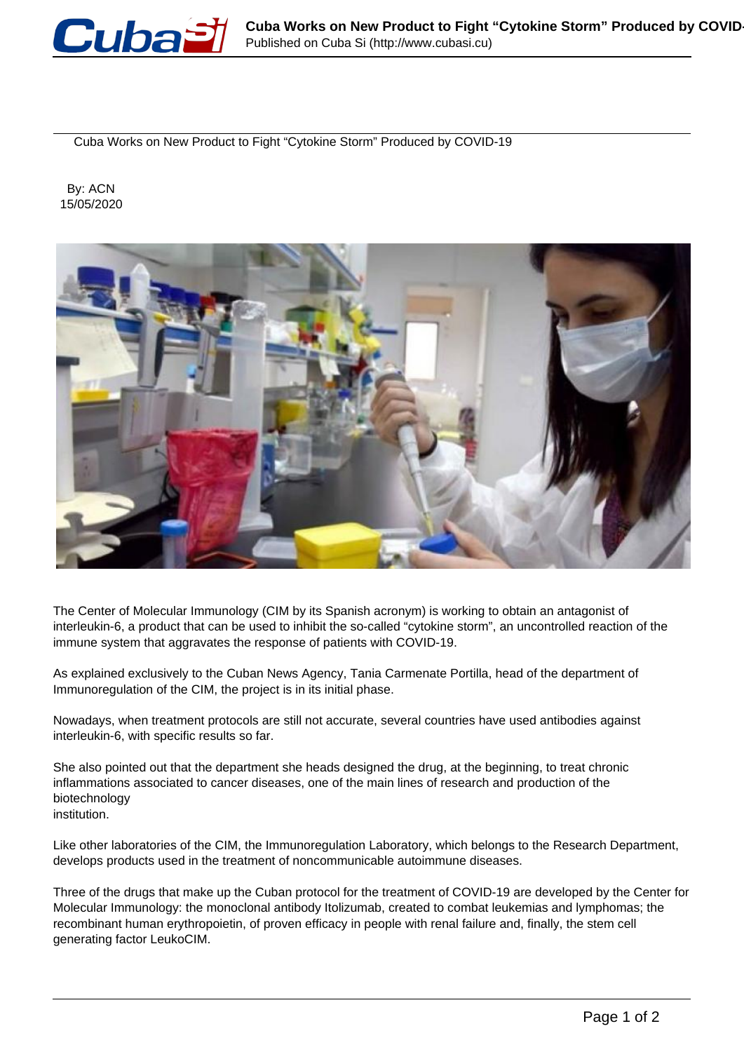# Cuba Works on New Product to Fight “Cytokine Storm” Produced by COVID-19

By: ACN
15/05/2020

The Center of Molecular Immunology (CIM by its Spanish acronym) is working to obtain an antagonist of interleukin-6, a product that can be used to inhibit the so-called “cytokine storm”, an uncontrolled reaction of the immune system that aggravates the response of patients with COVID-19.

As explained exclusively to the Cuban News Agency, Tania Carmenate Portilla, head of the department of Immunoregulation of the CIM, the project is in its initial phase.

Nowadays, when treatment protocols are still not accurate, several countries have used antibodies against interleukin-6, with specific results so far.

She also pointed out that the department she heads designed the drug, at the beginning, to treat chronic inflammations associated to cancer diseases, one of the main lines of research and production of the biotechnology institution.

Like other laboratories of the CIM, the Immunoregulation Laboratory, which belongs to the Research Department, develops products used in the treatment of noncommunicable autoimmune diseases.

Three of the drugs that make up the Cuban protocol for the treatment of COVID-19 are developed by the Center for Molecular Immunology: the monoclonal antibody Itolizumab, created to combat leukemias and lymphomas; the recombinant human erythropoietin, of proven efficacy in people with renal failure and, finally, the stem cell generating factor LeukoCIM.